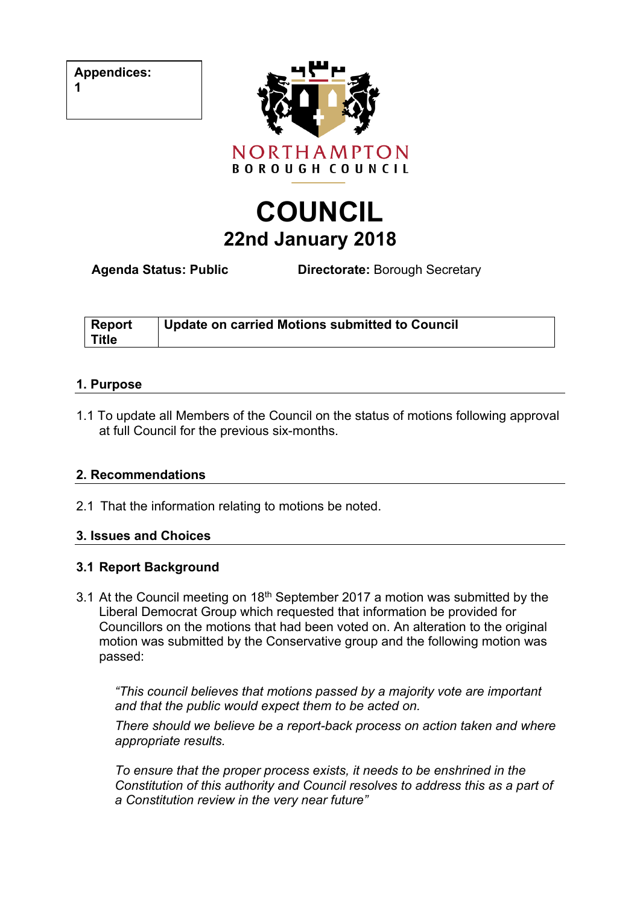| Appendices: |
| --- |
| 1 |

NORTHAMPTON
BOROUGH COUNCIL

# COUNCIL

## 22nd January 2018

**Agenda Status: Public** **Directorate:** Borough Secretary

| Report Title | Update on carried Motions submitted to Council |
| --- | --- |

## 1. Purpose

1.1 To update all Members of the Council on the status of motions following approval at full Council for the previous six-months.

## 2. Recommendations

2.1 That the information relating to motions be noted.

## 3. Issues and Choices

### 3.1 Report Background

3.1 At the Council meeting on 18th September 2017 a motion was submitted by the Liberal Democrat Group which requested that information be provided for Councillors on the motions that had been voted on. An alteration to the original motion was submitted by the Conservative group and the following motion was passed:

> *"This council believes that motions passed by a majority vote are important and that the public would expect them to be acted on.*
>
> *There should we believe be a report-back process on action taken and where appropriate results.*
>
> *To ensure that the proper process exists, it needs to be enshrined in the Constitution of this authority and Council resolves to address this as a part of a Constitution review in the very near future"*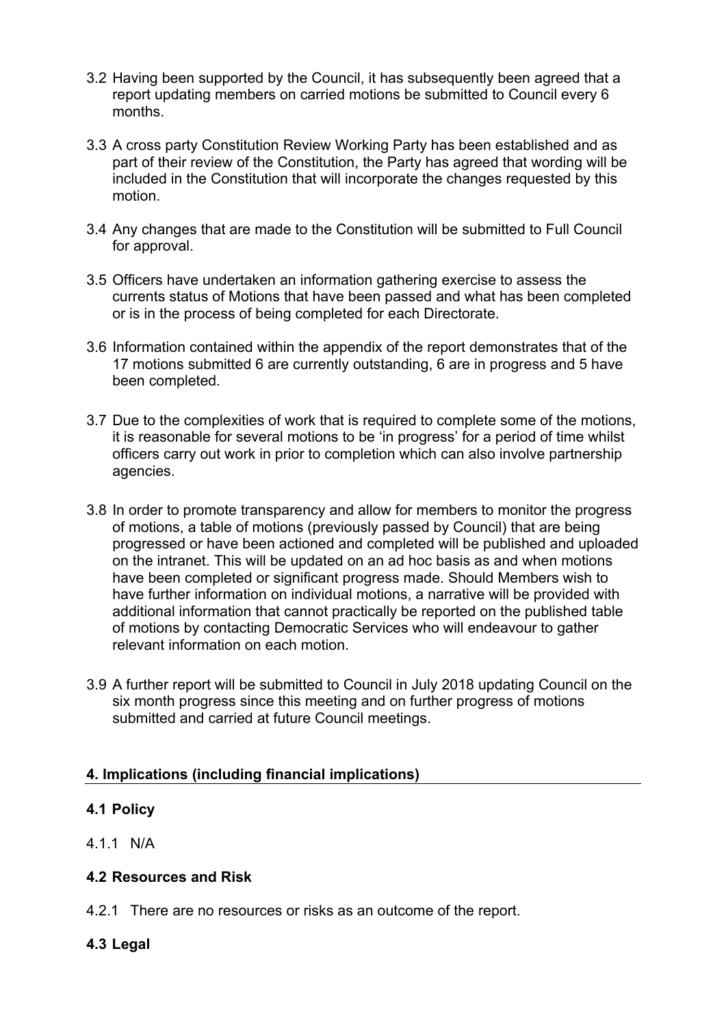3.2 Having been supported by the Council, it has subsequently been agreed that a report updating members on carried motions be submitted to Council every 6 months.

3.3 A cross party Constitution Review Working Party has been established and as part of their review of the Constitution, the Party has agreed that wording will be included in the Constitution that will incorporate the changes requested by this motion.

3.4 Any changes that are made to the Constitution will be submitted to Full Council for approval.

3.5 Officers have undertaken an information gathering exercise to assess the currents status of Motions that have been passed and what has been completed or is in the process of being completed for each Directorate.

3.6 Information contained within the appendix of the report demonstrates that of the 17 motions submitted 6 are currently outstanding, 6 are in progress and 5 have been completed.

3.7 Due to the complexities of work that is required to complete some of the motions, it is reasonable for several motions to be 'in progress' for a period of time whilst officers carry out work in prior to completion which can also involve partnership agencies.

3.8 In order to promote transparency and allow for members to monitor the progress of motions, a table of motions (previously passed by Council) that are being progressed or have been actioned and completed will be published and uploaded on the intranet. This will be updated on an ad hoc basis as and when motions have been completed or significant progress made. Should Members wish to have further information on individual motions, a narrative will be provided with additional information that cannot practically be reported on the published table of motions by contacting Democratic Services who will endeavour to gather relevant information on each motion.

3.9 A further report will be submitted to Council in July 2018 updating Council on the six month progress since this meeting and on further progress of motions submitted and carried at future Council meetings.

## 4. Implications (including financial implications)

### 4.1 Policy

4.1.1 N/A

### 4.2 Resources and Risk

4.2.1 There are no resources or risks as an outcome of the report.

### 4.3 Legal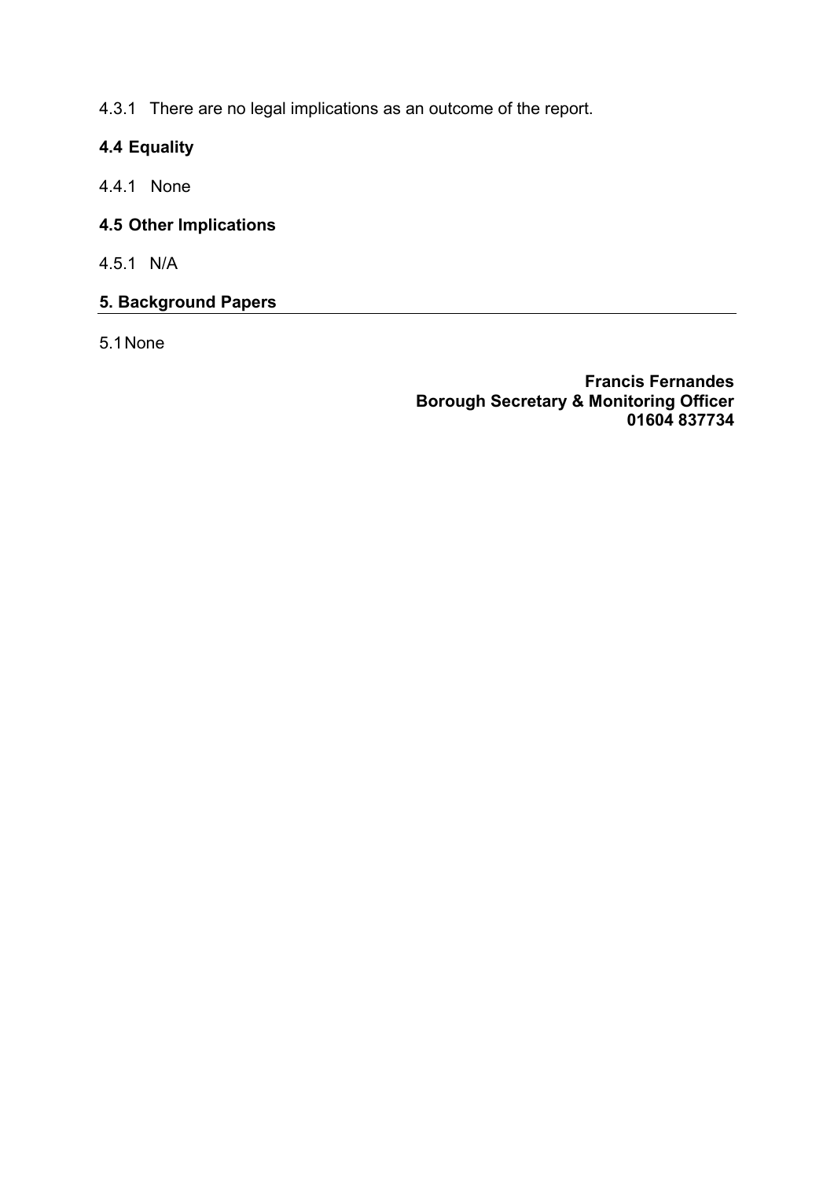4.3.1 There are no legal implications as an outcome of the report.

### 4.4 Equality

4.4.1 None

### 4.5 Other Implications

4.5.1 N/A

## 5. Background Papers

5.1 None

**Francis Fernandes**
**Borough Secretary & Monitoring Officer**
**01604 837734**